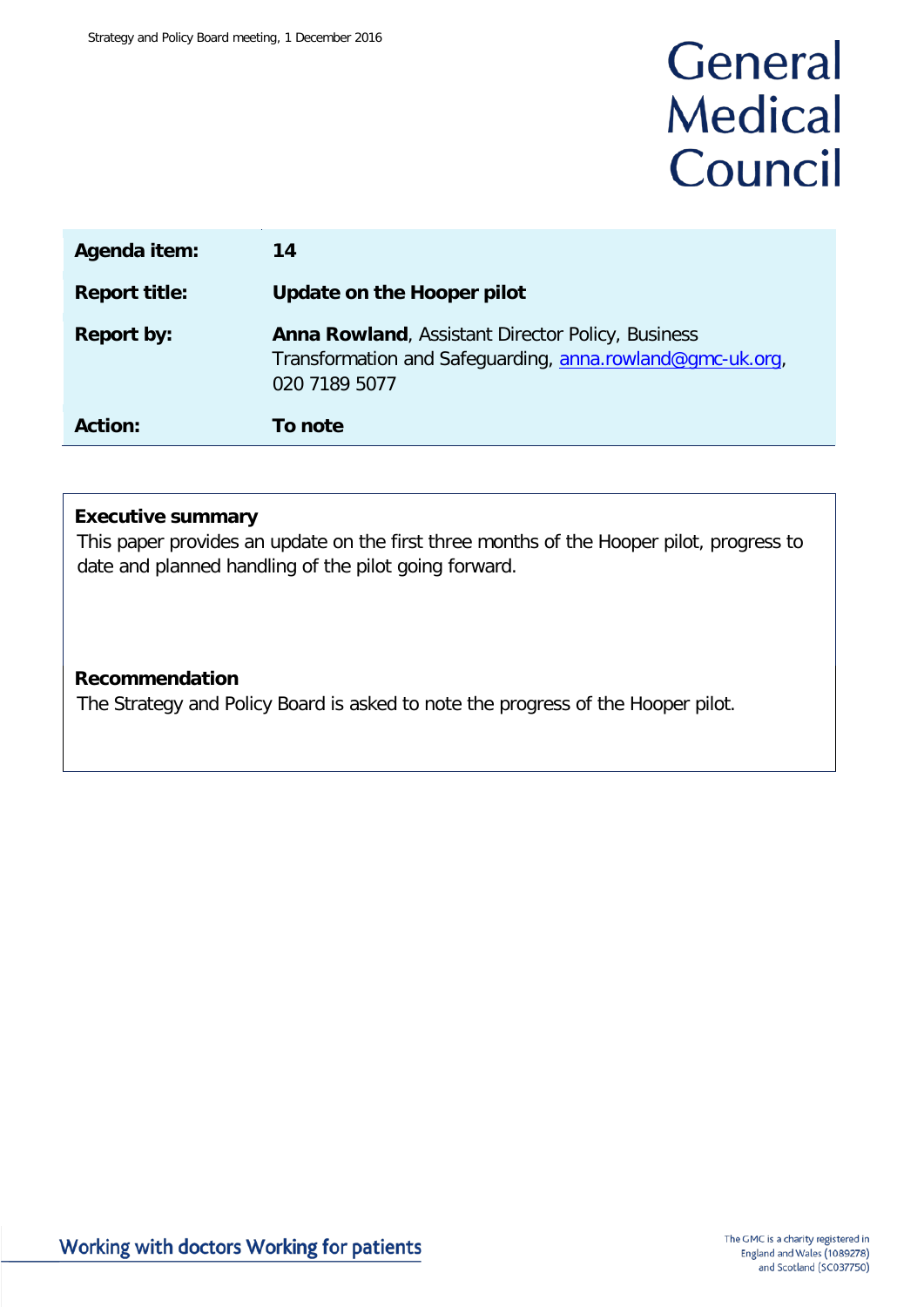General Medical Council

| | |
|---|---|
| **Agenda item:** | **14** |
| **Report title:** | **Update on the Hooper pilot** |
| **Report by:** | **Anna Rowland**, Assistant Director Policy, Business Transformation and Safeguarding, anna.rowland@gmc-uk.org, 020 7189 5077 |
| **Action:** | **To note** |

**Executive summary**

This paper provides an update on the first three months of the Hooper pilot, progress to date and planned handling of the pilot going forward.

**Recommendation**

The Strategy and Policy Board is asked to note the progress of the Hooper pilot.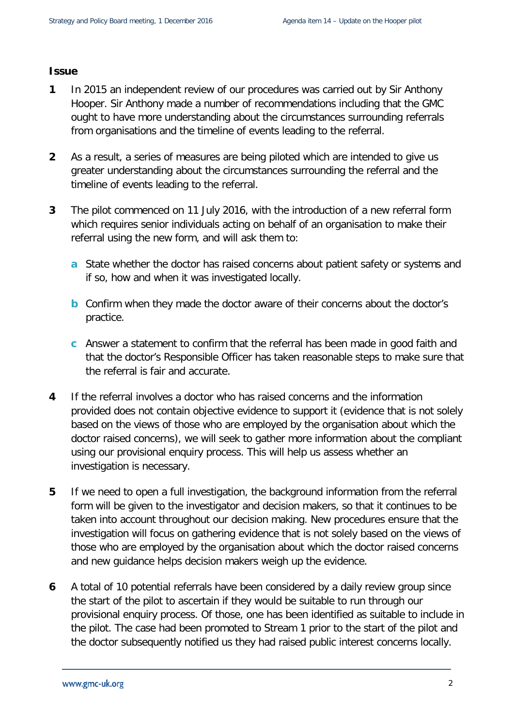**Issue**

1. In 2015 an independent review of our procedures was carried out by Sir Anthony Hooper. Sir Anthony made a number of recommendations including that the GMC ought to have more understanding about the circumstances surrounding referrals from organisations and the timeline of events leading to the referral.

2. As a result, a series of measures are being piloted which are intended to give us greater understanding about the circumstances surrounding the referral and the timeline of events leading to the referral.

3. The pilot commenced on 11 July 2016, with the introduction of a new referral form which requires senior individuals acting on behalf of an organisation to make their referral using the new form, and will ask them to:

   a. State whether the doctor has raised concerns about patient safety or systems and if so, how and when it was investigated locally.

   b. Confirm when they made the doctor aware of their concerns about the doctor's practice.

   c. Answer a statement to confirm that the referral has been made in good faith and that the doctor's Responsible Officer has taken reasonable steps to make sure that the referral is fair and accurate.

4. If the referral involves a doctor who has raised concerns and the information provided does not contain objective evidence to support it (evidence that is not solely based on the views of those who are employed by the organisation about which the doctor raised concerns), we will seek to gather more information about the compliant using our provisional enquiry process. This will help us assess whether an investigation is necessary.

5. If we need to open a full investigation, the background information from the referral form will be given to the investigator and decision makers, so that it continues to be taken into account throughout our decision making. New procedures ensure that the investigation will focus on gathering evidence that is not solely based on the views of those who are employed by the organisation about which the doctor raised concerns and new guidance helps decision makers weigh up the evidence.

6. A total of 10 potential referrals have been considered by a daily review group since the start of the pilot to ascertain if they would be suitable to run through our provisional enquiry process. Of those, one has been identified as suitable to include in the pilot. The case had been promoted to Stream 1 prior to the start of the pilot and the doctor subsequently notified us they had raised public interest concerns locally.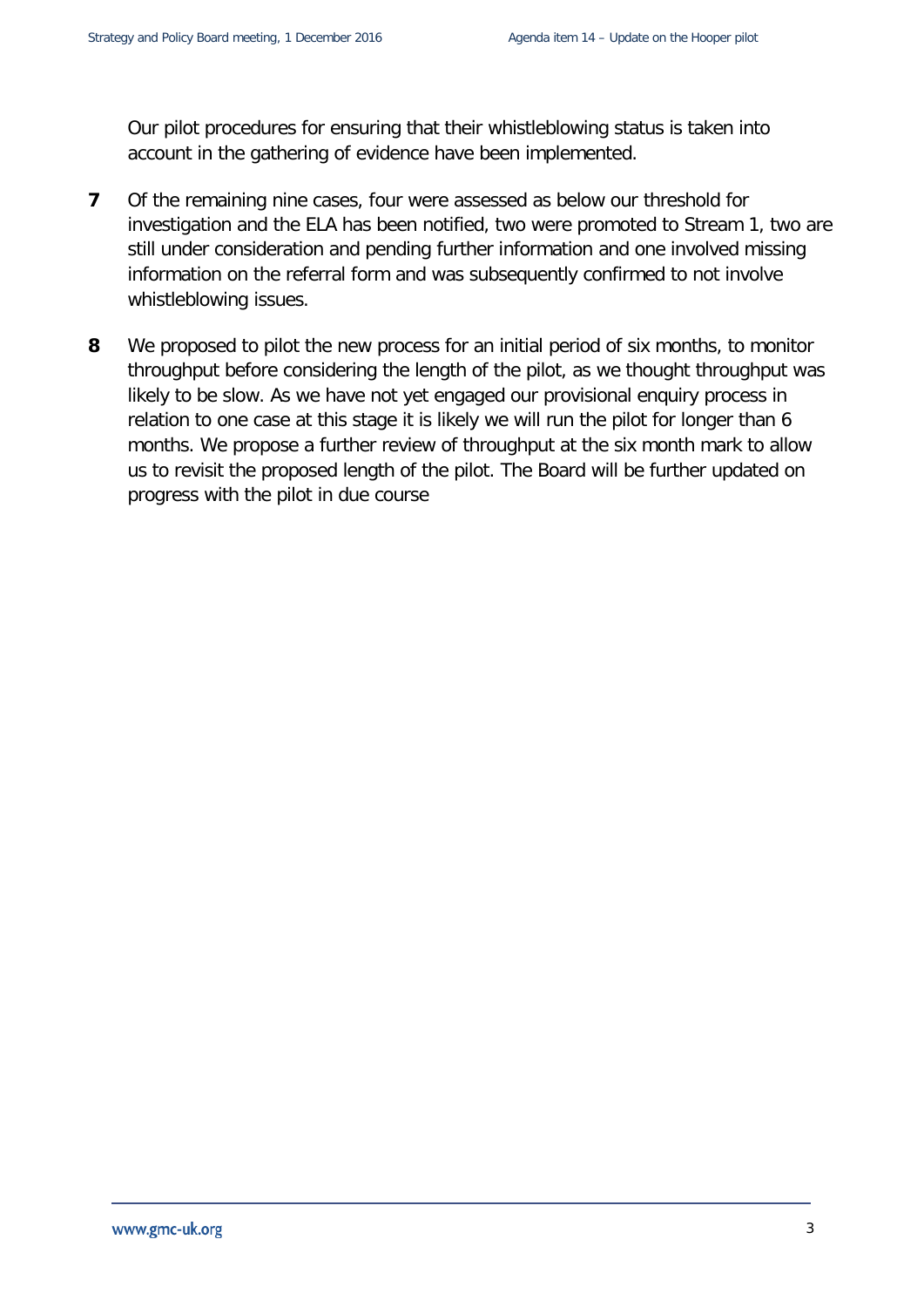Our pilot procedures for ensuring that their whistleblowing status is taken into account in the gathering of evidence have been implemented.

**7** Of the remaining nine cases, four were assessed as below our threshold for investigation and the ELA has been notified, two were promoted to Stream 1, two are still under consideration and pending further information and one involved missing information on the referral form and was subsequently confirmed to not involve whistleblowing issues.

**8** We proposed to pilot the new process for an initial period of six months, to monitor throughput before considering the length of the pilot, as we thought throughput was likely to be slow. As we have not yet engaged our provisional enquiry process in relation to one case at this stage it is likely we will run the pilot for longer than 6 months. We propose a further review of throughput at the six month mark to allow us to revisit the proposed length of the pilot. The Board will be further updated on progress with the pilot in due course